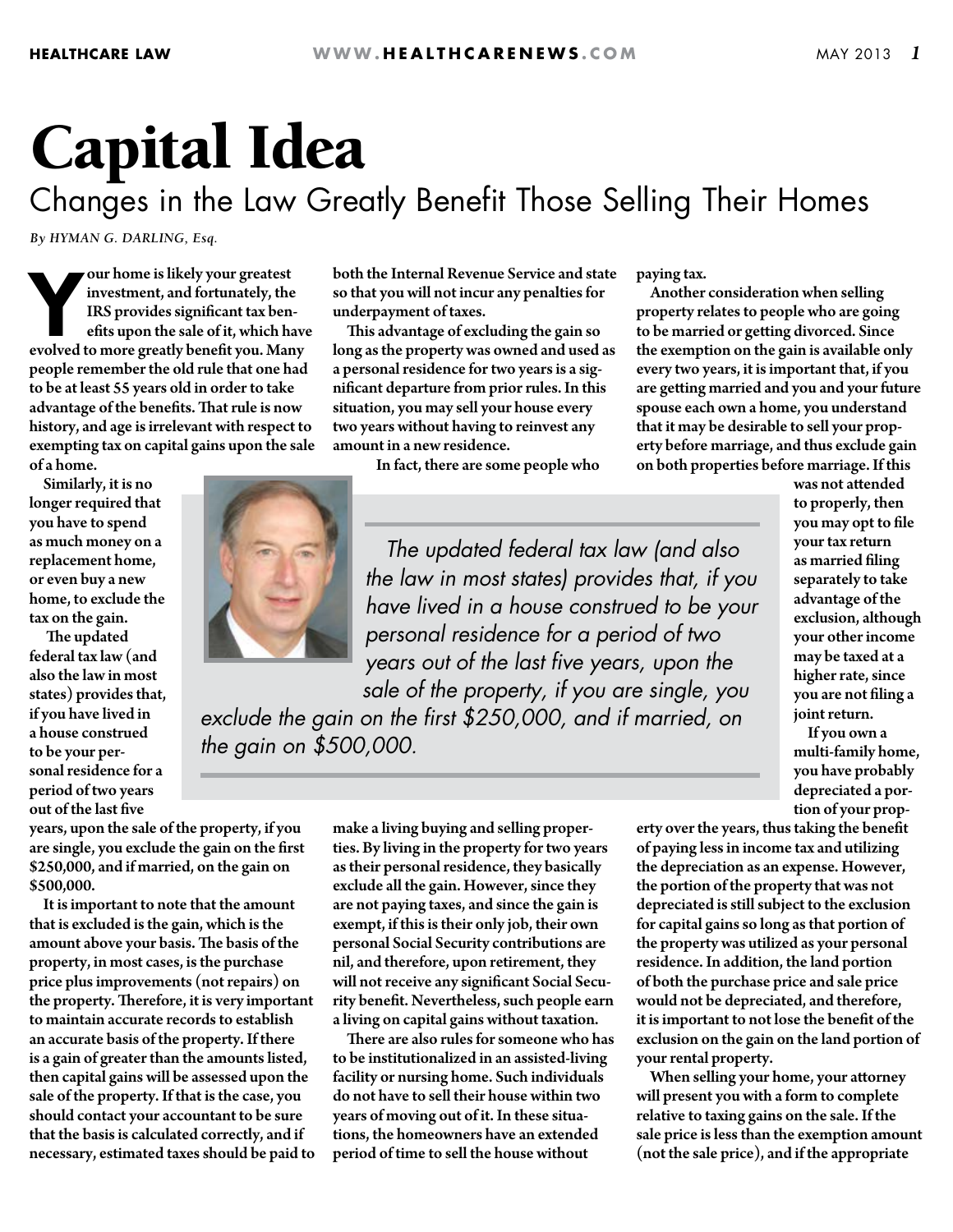# Capital Idea

## Changes in the Law Greatly Benefit Those Selling Their Homes

*By HYMAN G. DARLING, Esq.*

Your home is likely your greatest investment, and fortunately, the IRS provides significant tax benefits upon the sale of it, which have evolved to more greatly benefit you. Many people remember the old rule that one had to be at least 55 years old in order to take advantage of the benefits. That rule is now history, and age is irrelevant with respect to exempting tax on capital gains upon the sale of a home.

Similarly, it is no longer required that you have to spend as much money on a replacement home, or even buy a new home, to exclude the tax on the gain.

The updated federal tax law (and also the law in most states) provides that, if you have lived in a house construed to be your personal residence for a period of two years out of the last five years, upon the sale of the property, if you are single, you exclude the gain on the first $250,000, and if married, on the gain on $500,000.

It is important to note that the amount that is excluded is the gain, which is the amount above your basis. The basis of the property, in most cases, is the purchase price plus improvements (not repairs) on the property. Therefore, it is very important to maintain accurate records to establish an accurate basis of the property. If there is a gain of greater than the amounts listed, then capital gains will be assessed upon the sale of the property. If that is the case, you should contact your accountant to be sure that the basis is calculated correctly, and if necessary, estimated taxes should be paid to both the Internal Revenue Service and state so that you will not incur any penalties for underpayment of taxes.

This advantage of excluding the gain so long as the property was owned and used as a personal residence for two years is a significant departure from prior rules. In this situation, you may sell your house every two years without having to reinvest any amount in a new residence.

In fact, there are some people who make a living buying and selling properties. By living in the property for two years as their personal residence, they basically exclude all the gain. However, since they are not paying taxes, and since the gain is exempt, if this is their only job, their own personal Social Security contributions are nil, and therefore, upon retirement, they will not receive any significant Social Security benefit. Nevertheless, such people earn a living on capital gains without taxation.

There are also rules for someone who has to be institutionalized in an assisted-living facility or nursing home. Such individuals do not have to sell their house within two years of moving out of it. In these situations, the homeowners have an extended period of time to sell the house without paying tax.

Another consideration when selling property relates to people who are going to be married or getting divorced. Since the exemption on the gain is available only every two years, it is important that, if you are getting married and you and your future spouse each own a home, you understand that it may be desirable to sell your property before marriage, and thus exclude gain on both properties before marriage. If this was not attended to properly, then you may opt to file your tax return as married filing separately to take advantage of the exclusion, although your other income may be taxed at a higher rate, since you are not filing a joint return.

If you own a multi-family home, you have probably depreciated a portion of your property over the years, thus taking the benefit of paying less in income tax and utilizing the depreciation as an expense. However, the portion of the property that was not depreciated is still subject to the exclusion for capital gains so long as that portion of the property was utilized as your personal residence. In addition, the land portion of both the purchase price and sale price would not be depreciated, and therefore, it is important to not lose the benefit of the exclusion on the gain on the land portion of your rental property.

When selling your home, your attorney will present you with a form to complete relative to taxing gains on the sale. If the sale price is less than the exemption amount (not the sale price), and if the appropriate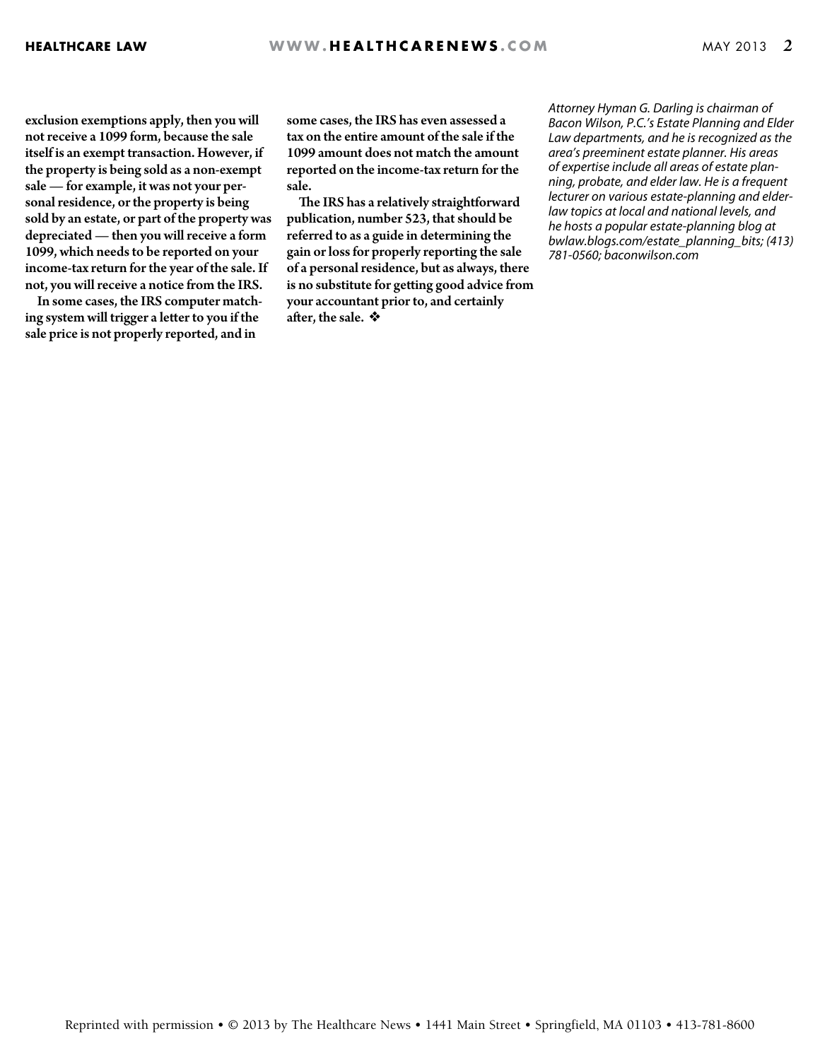**exclusion exemptions apply, then you will not receive a 1099 form, because the sale itself is an exempt transaction. However, if the property is being sold as a non-exempt sale — for example, it was not your personal residence, or the property is being sold by an estate, or part of the property was depreciated — then you will receive a form 1099, which needs to be reported on your income-tax return for the year of the sale. If not, you will receive a notice from the IRS.**

**In some cases, the IRS computer matching system will trigger a letter to you if the sale price is not properly reported, and in some cases, the IRS has even assessed a tax on the entire amount of the sale if the 1099 amount does not match the amount reported on the income-tax return for the sale.**

**The IRS has a relatively straightforward publication, number 523, that should be referred to as a guide in determining the gain or loss for properly reporting the sale of a personal residence, but as always, there is no substitute for getting good advice from your accountant prior to, and certainly after, the sale. ❖**

*Attorney Hyman G. Darling is chairman of Bacon Wilson, P.C.'s Estate Planning and Elder Law departments, and he is recognized as the area's preeminent estate planner. His areas of expertise include all areas of estate planning, probate, and elder law. He is a frequent lecturer on various estate-planning and elder-law topics at local and national levels, and he hosts a popular estate-planning blog at bwlaw.blogs.com/estate_planning_bits; (413) 781-0560; baconwilson.com*

Reprinted with permission • © 2013 by The Healthcare News • 1441 Main Street • Springfield, MA 01103 • 413-781-8600